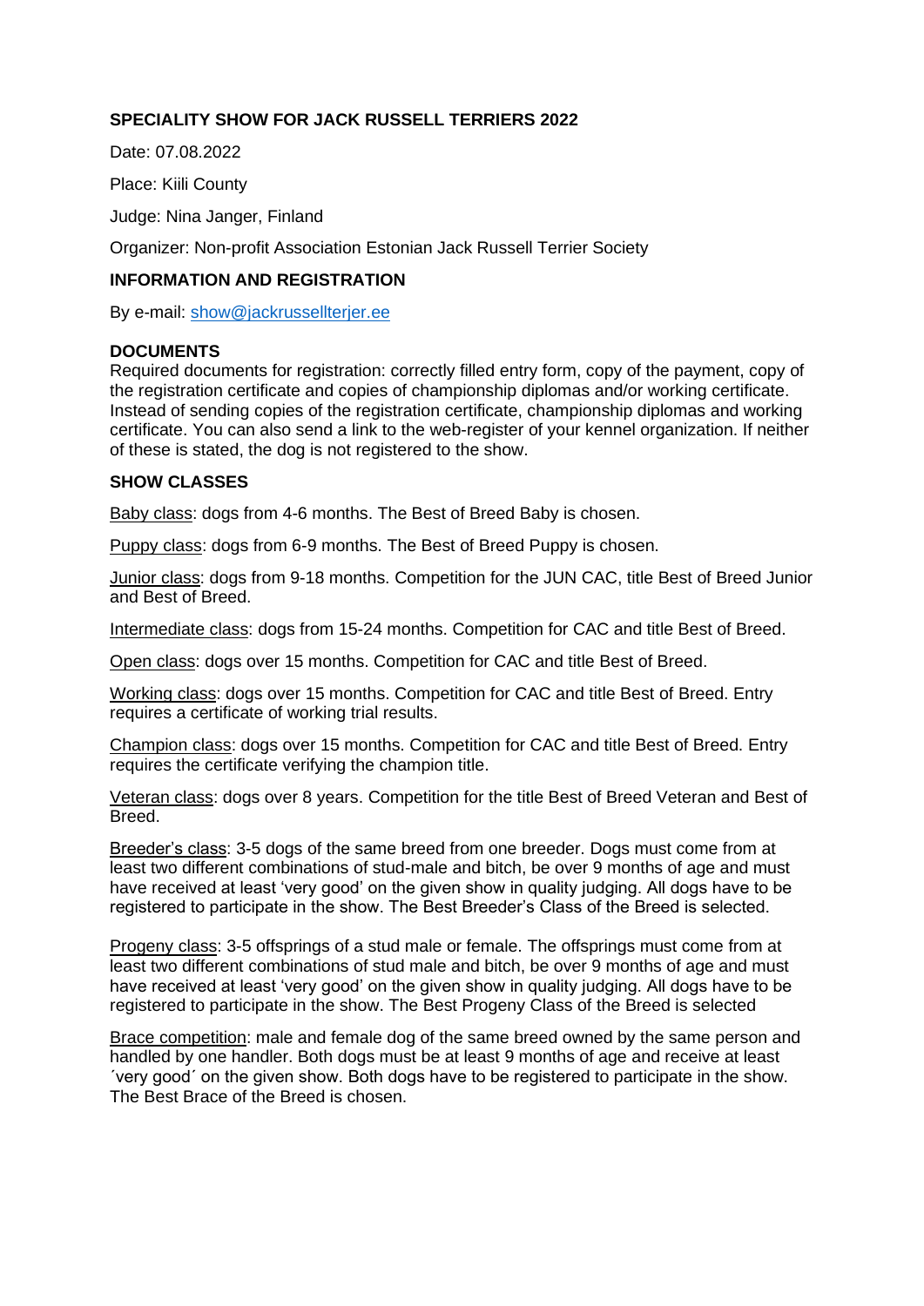## SPECIALITY SHOW FOR JACK RUSSELL TERRIERS 2022

Date: 07.08.2022

Place: Kiili County

Judge: Nina Janger, Finland

Organizer: Non-profit Association Estonian Jack Russell Terrier Society

### INFORMATION AND REGISTRATION

By e-mail: show@jackrussellterjer.ee

### DOCUMENTS

Required documents for registration: correctly filled entry form, copy of the payment, copy of the registration certificate and copies of championship diplomas and/or working certificate. Instead of sending copies of the registration certificate, championship diplomas and working certificate. You can also send a link to the web-register of your kennel organization. If neither of these is stated, the dog is not registered to the show.

### SHOW CLASSES

Baby class: dogs from 4-6 months. The Best of Breed Baby is chosen.

Puppy class: dogs from 6-9 months. The Best of Breed Puppy is chosen.

Junior class: dogs from 9-18 months. Competition for the JUN CAC, title Best of Breed Junior and Best of Breed.

Intermediate class: dogs from 15-24 months. Competition for CAC and title Best of Breed.

Open class: dogs over 15 months. Competition for CAC and title Best of Breed.

Working class: dogs over 15 months. Competition for CAC and title Best of Breed. Entry requires a certificate of working trial results.

Champion class: dogs over 15 months. Competition for CAC and title Best of Breed. Entry requires the certificate verifying the champion title.

Veteran class: dogs over 8 years. Competition for the title Best of Breed Veteran and Best of Breed.

Breeder's class: 3-5 dogs of the same breed from one breeder. Dogs must come from at least two different combinations of stud-male and bitch, be over 9 months of age and must have received at least 'very good' on the given show in quality judging. All dogs have to be registered to participate in the show. The Best Breeder's Class of the Breed is selected.

Progeny class: 3-5 offsprings of a stud male or female. The offsprings must come from at least two different combinations of stud male and bitch, be over 9 months of age and must have received at least 'very good' on the given show in quality judging. All dogs have to be registered to participate in the show. The Best Progeny Class of the Breed is selected

Brace competition: male and female dog of the same breed owned by the same person and handled by one handler. Both dogs must be at least 9 months of age and receive at least ´very good´ on the given show. Both dogs have to be registered to participate in the show. The Best Brace of the Breed is chosen.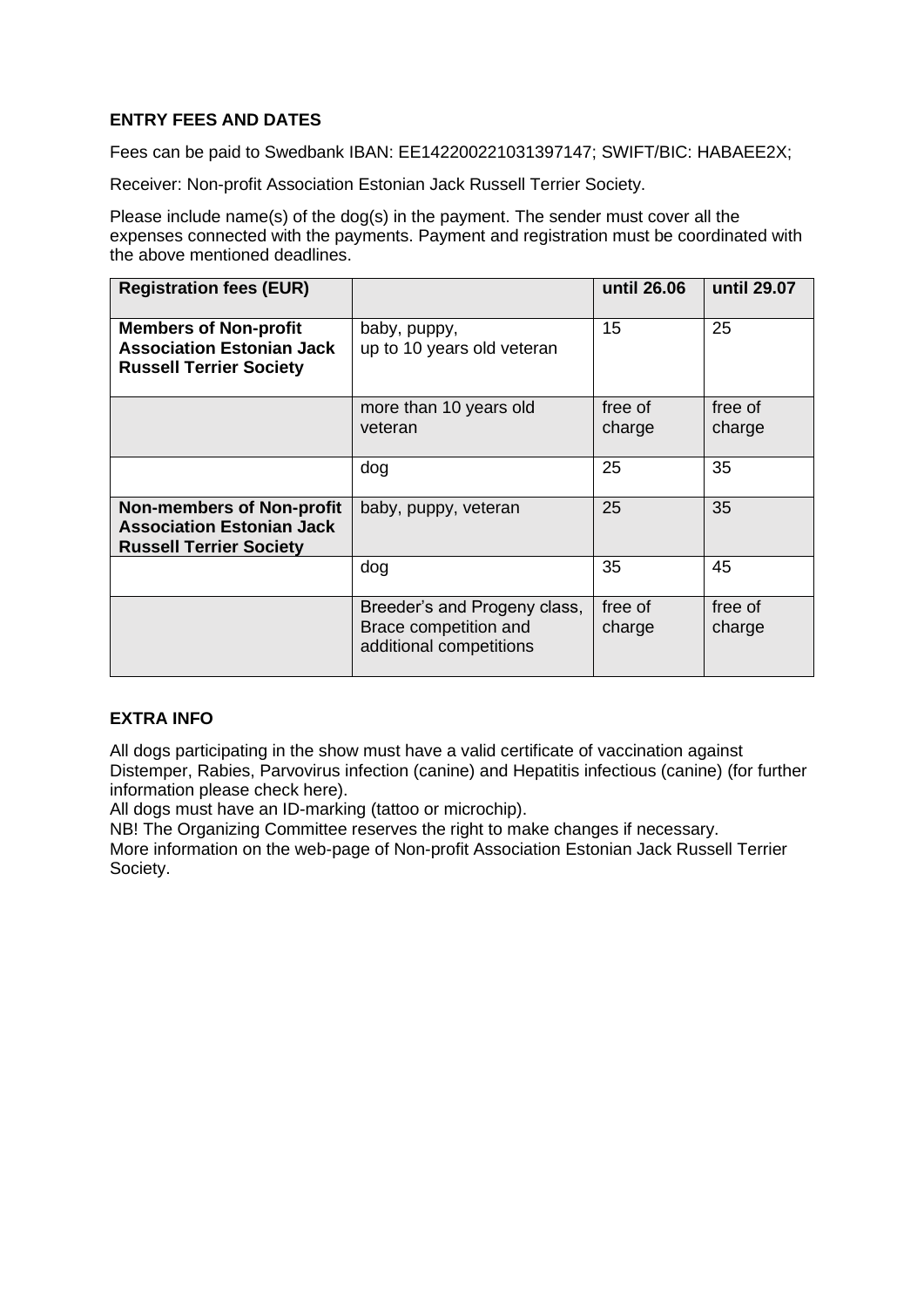## ENTRY FEES AND DATES

Fees can be paid to Swedbank IBAN: EE142200221031397147; SWIFT/BIC: HABAEE2X;

Receiver: Non-profit Association Estonian Jack Russell Terrier Society.

Please include name(s) of the dog(s) in the payment. The sender must cover all the expenses connected with the payments. Payment and registration must be coordinated with the above mentioned deadlines.

| **Registration fees (EUR)** | | **until 26.06** | **until 29.07** |
|---|---|---|---|
| **Members of Non-profit Association Estonian Jack Russell Terrier Society** | baby, puppy, up to 10 years old veteran | 15 | 25 |
| | more than 10 years old veteran | free of charge | free of charge |
| | dog | 25 | 35 |
| **Non-members of Non-profit Association Estonian Jack Russell Terrier Society** | baby, puppy, veteran | 25 | 35 |
| | dog | 35 | 45 |
| | Breeder's and Progeny class, Brace competition and additional competitions | free of charge | free of charge |

## EXTRA INFO

All dogs participating in the show must have a valid certificate of vaccination against Distemper, Rabies, Parvovirus infection (canine) and Hepatitis infectious (canine) (for further information please check here).

All dogs must have an ID-marking (tattoo or microchip).

NB! The Organizing Committee reserves the right to make changes if necessary.

More information on the web-page of Non-profit Association Estonian Jack Russell Terrier Society.